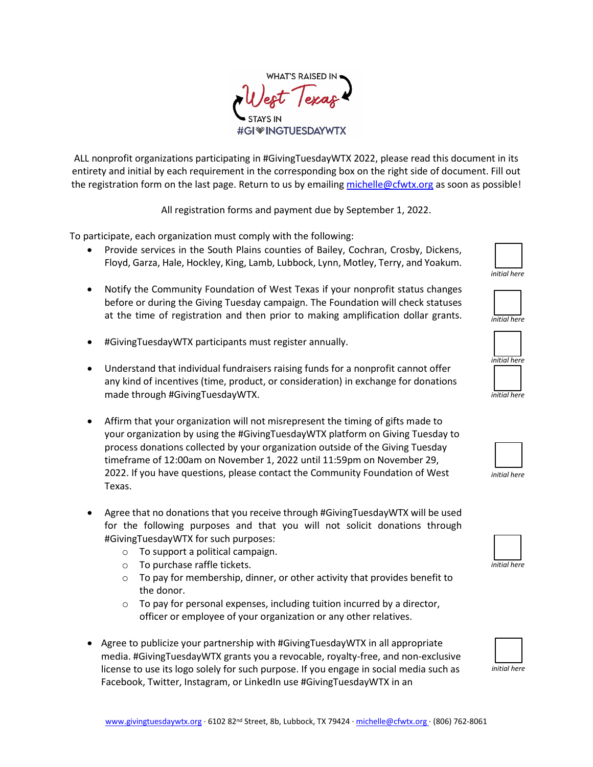WHAT'S RAISED IN

West Texas

STAYS IN

#GIVINGTUESDAYWTX

ALL nonprofit organizations participating in #GivingTuesdayWTX 2022, please read this document in its entirety and initial by each requirement in the corresponding box on the right side of document. Fill out the registration form on the last page. Return to us by emailing michelle@cfwtx.org as soon as possible!

All registration forms and payment due by September 1, 2022.

To participate, each organization must comply with the following:

- Provide services in the South Plains counties of Bailey, Cochran, Crosby, Dickens, Floyd, Garza, Hale, Hockley, King, Lamb, Lubbock, Lynn, Motley, Terry, and Yoakum. *initial here*

- Notify the Community Foundation of West Texas if your nonprofit status changes before or during the Giving Tuesday campaign. The Foundation will check statuses at the time of registration and then prior to making amplification dollar grants. *initial here*

- #GivingTuesdayWTX participants must register annually. *initial here*

- Understand that individual fundraisers raising funds for a nonprofit cannot offer any kind of incentives (time, product, or consideration) in exchange for donations made through #GivingTuesdayWTX. *initial here*

- Affirm that your organization will not misrepresent the timing of gifts made to your organization by using the #GivingTuesdayWTX platform on Giving Tuesday to process donations collected by your organization outside of the Giving Tuesday timeframe of 12:00am on November 1, 2022 until 11:59pm on November 29, 2022. If you have questions, please contact the Community Foundation of West Texas. *initial here*

- Agree that no donations that you receive through #GivingTuesdayWTX will be used for the following purposes and that you will not solicit donations through #GivingTuesdayWTX for such purposes: *initial here*
  - To support a political campaign.
  - To purchase raffle tickets.
  - To pay for membership, dinner, or other activity that provides benefit to the donor.
  - To pay for personal expenses, including tuition incurred by a director, officer or employee of your organization or any other relatives.

- Agree to publicize your partnership with #GivingTuesdayWTX in all appropriate media. #GivingTuesdayWTX grants you a revocable, royalty-free, and non-exclusive license to use its logo solely for such purpose. If you engage in social media such as Facebook, Twitter, Instagram, or LinkedIn use #GivingTuesdayWTX in an *initial here*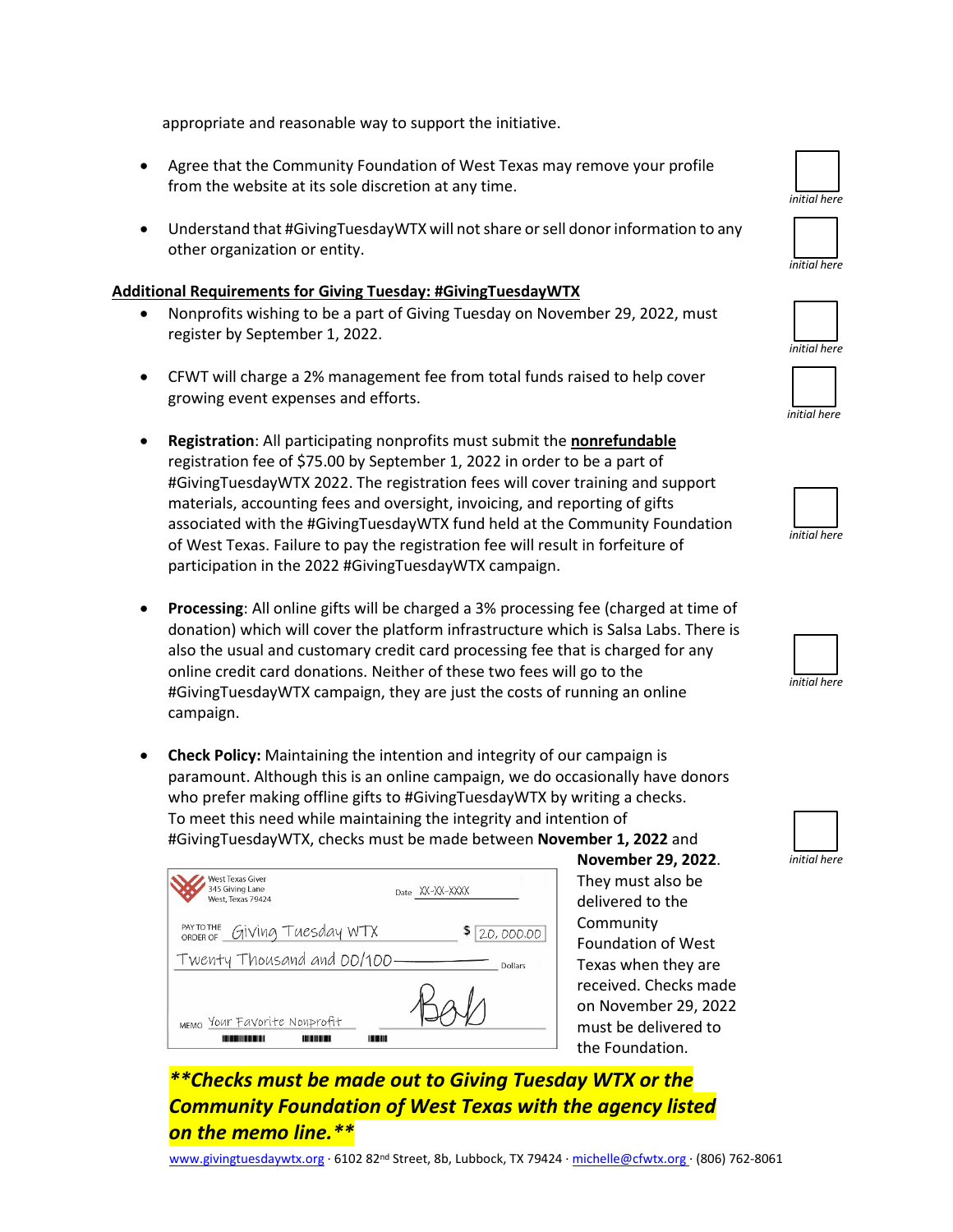appropriate and reasonable way to support the initiative.

- Agree that the Community Foundation of West Texas may remove your profile from the website at its sole discretion at any time.

  *initial here*

- Understand that #GivingTuesdayWTX will not share or sell donor information to any other organization or entity.

  *initial here*

**Additional Requirements for Giving Tuesday: #GivingTuesdayWTX**

- Nonprofits wishing to be a part of Giving Tuesday on November 29, 2022, must register by September 1, 2022.

  *initial here*

- CFWT will charge a 2% management fee from total funds raised to help cover growing event expenses and efforts.

  *initial here*

- **Registration**: All participating nonprofits must submit the **nonrefundable** registration fee of $75.00 by September 1, 2022 in order to be a part of #GivingTuesdayWTX 2022. The registration fees will cover training and support materials, accounting fees and oversight, invoicing, and reporting of gifts associated with the #GivingTuesdayWTX fund held at the Community Foundation of West Texas. Failure to pay the registration fee will result in forfeiture of participation in the 2022 #GivingTuesdayWTX campaign.

  *initial here*

- **Processing**: All online gifts will be charged a 3% processing fee (charged at time of donation) which will cover the platform infrastructure which is Salsa Labs. There is also the usual and customary credit card processing fee that is charged for any online credit card donations. Neither of these two fees will go to the #GivingTuesdayWTX campaign, they are just the costs of running an online campaign.

  *initial here*

- **Check Policy:** Maintaining the intention and integrity of our campaign is paramount. Although this is an online campaign, we do occasionally have donors who prefer making offline gifts to #GivingTuesdayWTX by writing a checks. To meet this need while maintaining the integrity and intention of #GivingTuesdayWTX, checks must be made between **November 1, 2022** and **November 29, 2022**. They must also be delivered to the Community Foundation of West Texas when they are received. Checks made on November 29, 2022 must be delivered to the Foundation.

  *initial here*

West Texas Giver
345 Giving Lane
West, Texas 79424

Date XX-XX-XXXX

PAY TO THE ORDER OF Giving Tuesday WTX $ 20,000.00

Twenty Thousand and 00/100 Dollars

MEMO Your Favorite Nonprofit

***\*\*Checks must be made out to Giving Tuesday WTX or the Community Foundation of West Texas with the agency listed on the memo line.\*\****

www.givingtuesdaywtx.org · 6102 82nd Street, 8b, Lubbock, TX 79424 · michelle@cfwtx.org · (806) 762-8061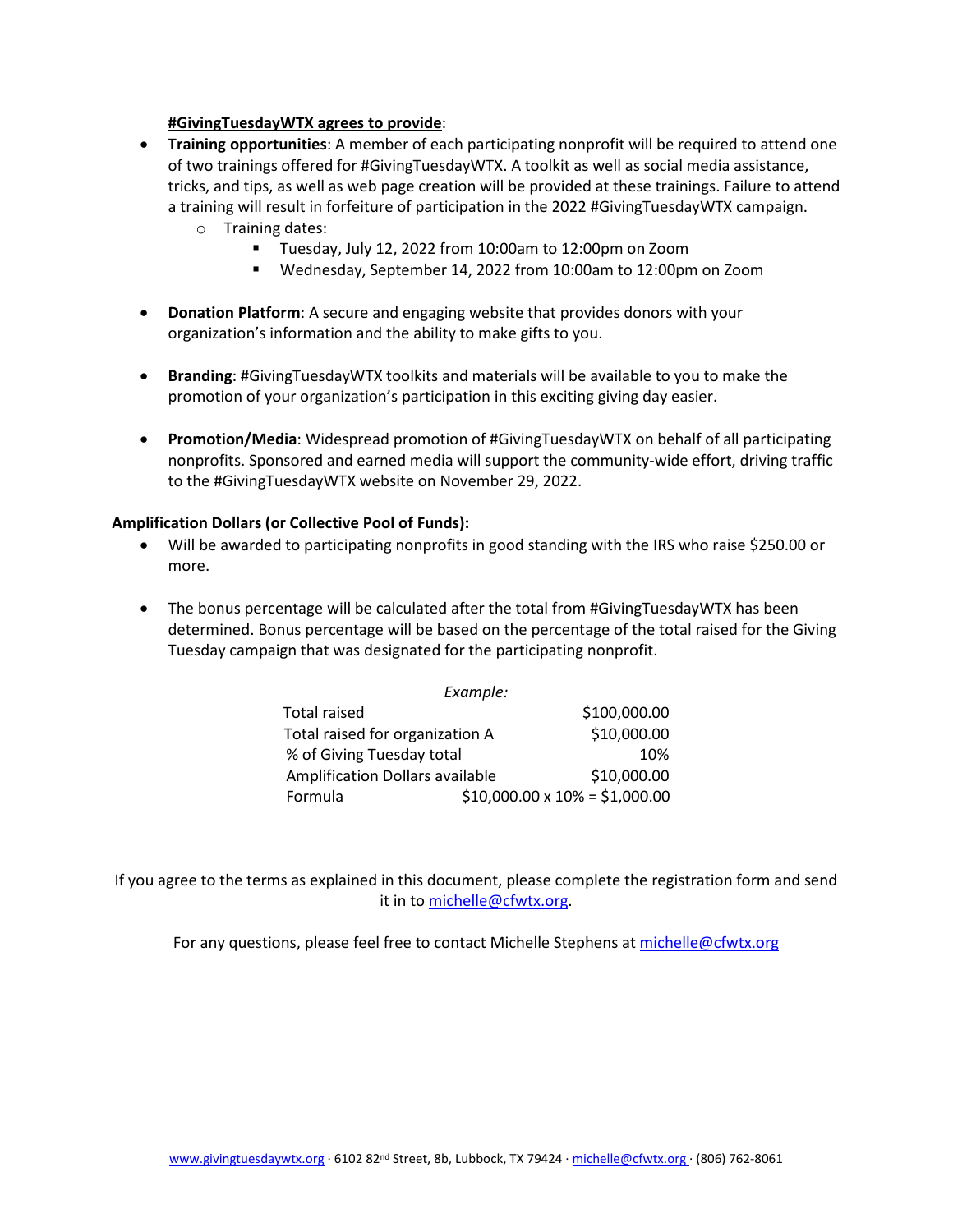**#GivingTuesdayWTX agrees to provide**:

- **Training opportunities**: A member of each participating nonprofit will be required to attend one of two trainings offered for #GivingTuesdayWTX. A toolkit as well as social media assistance, tricks, and tips, as well as web page creation will be provided at these trainings. Failure to attend a training will result in forfeiture of participation in the 2022 #GivingTuesdayWTX campaign.
    - Training dates:
        - Tuesday, July 12, 2022 from 10:00am to 12:00pm on Zoom
        - Wednesday, September 14, 2022 from 10:00am to 12:00pm on Zoom

- **Donation Platform**: A secure and engaging website that provides donors with your organization's information and the ability to make gifts to you.

- **Branding**: #GivingTuesdayWTX toolkits and materials will be available to you to make the promotion of your organization's participation in this exciting giving day easier.

- **Promotion/Media**: Widespread promotion of #GivingTuesdayWTX on behalf of all participating nonprofits. Sponsored and earned media will support the community-wide effort, driving traffic to the #GivingTuesdayWTX website on November 29, 2022.

**Amplification Dollars (or Collective Pool of Funds):**

- Will be awarded to participating nonprofits in good standing with the IRS who raise $250.00 or more.

- The bonus percentage will be calculated after the total from #GivingTuesdayWTX has been determined. Bonus percentage will be based on the percentage of the total raised for the Giving Tuesday campaign that was designated for the participating nonprofit.

*Example:*

| | |
|---|---:|
| Total raised | $100,000.00 |
| Total raised for organization A | $10,000.00 |
| % of Giving Tuesday total | 10% |
| Amplification Dollars available | $10,000.00 |
| Formula | $10,000.00 x 10% = $1,000.00 |

If you agree to the terms as explained in this document, please complete the registration form and send it in to michelle@cfwtx.org.

For any questions, please feel free to contact Michelle Stephens at michelle@cfwtx.org

www.givingtuesdaywtx.org · 6102 82nd Street, 8b, Lubbock, TX 79424 · michelle@cfwtx.org · (806) 762-8061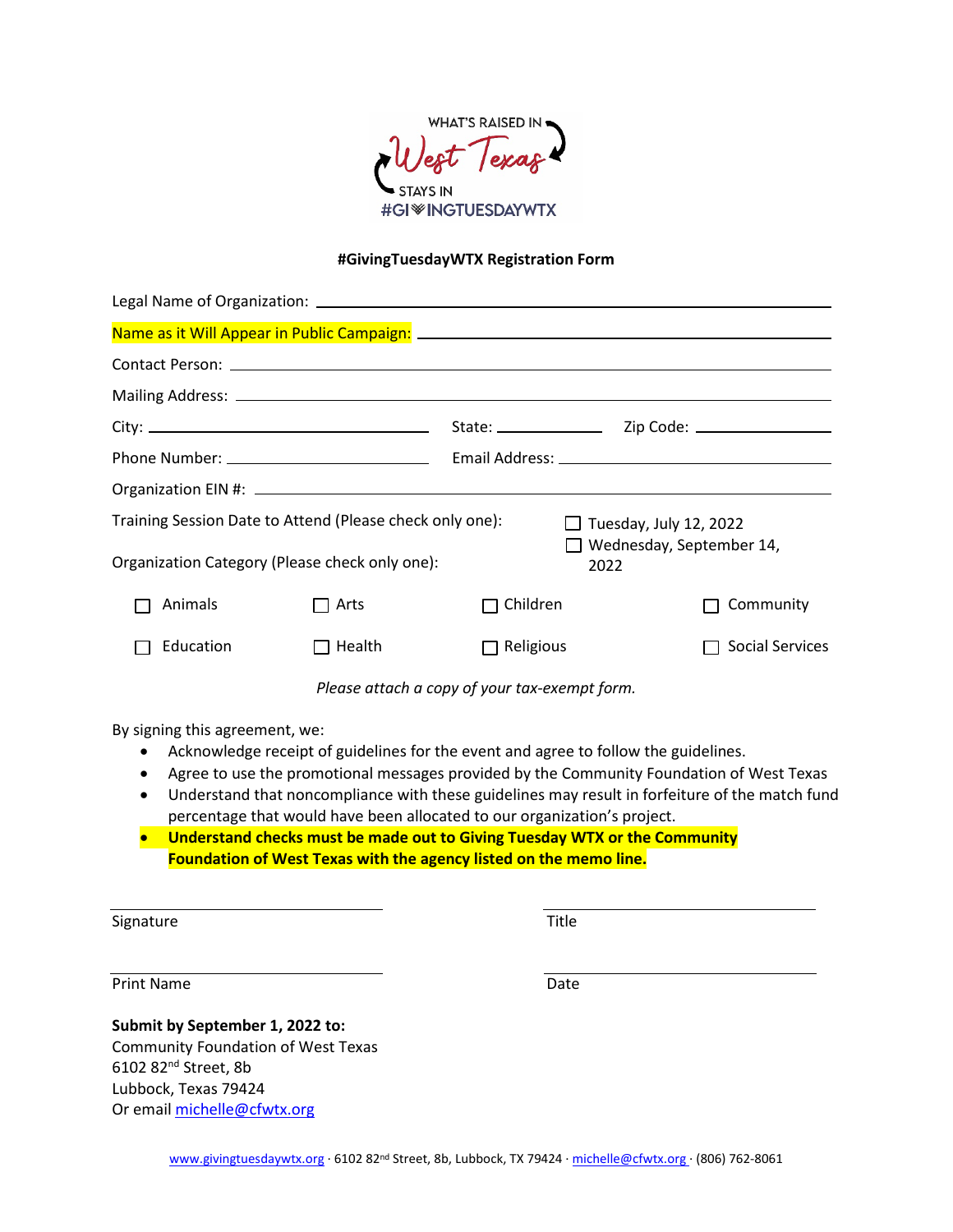WHAT'S RAISED IN *West Texas* STAYS IN #GIVINGTUESDAYWTX

**#GivingTuesdayWTX Registration Form**

Legal Name of Organization: ______________________________

Name as it Will Appear in Public Campaign: ______________________________

Contact Person: ______________________________

Mailing Address: ______________________________

City: ____________________ State: __________ Zip Code: __________

Phone Number: ____________________ Email Address: ____________________

Organization EIN #: ______________________________

Training Session Date to Attend (Please check only one):
- ☐ Tuesday, July 12, 2022
- ☐ Wednesday, September 14, 2022

Organization Category (Please check only one):

| | | | |
|---|---|---|---|
| ☐ Animals | ☐ Arts | ☐ Children | ☐ Community |
| ☐ Education | ☐ Health | ☐ Religious | ☐ Social Services |

*Please attach a copy of your tax-exempt form.*

By signing this agreement, we:

- Acknowledge receipt of guidelines for the event and agree to follow the guidelines.
- Agree to use the promotional messages provided by the Community Foundation of West Texas
- Understand that noncompliance with these guidelines may result in forfeiture of the match fund percentage that would have been allocated to our organization's project.
- **Understand checks must be made out to Giving Tuesday WTX or the Community Foundation of West Texas with the agency listed on the memo line.**

____________________ ____________________
Signature Title

____________________ ____________________
Print Name Date

**Submit by September 1, 2022 to:**
Community Foundation of West Texas
6102 82nd Street, 8b
Lubbock, Texas 79424
Or email michelle@cfwtx.org

www.givingtuesdaywtx.org · 6102 82nd Street, 8b, Lubbock, TX 79424 · michelle@cfwtx.org · (806) 762-8061